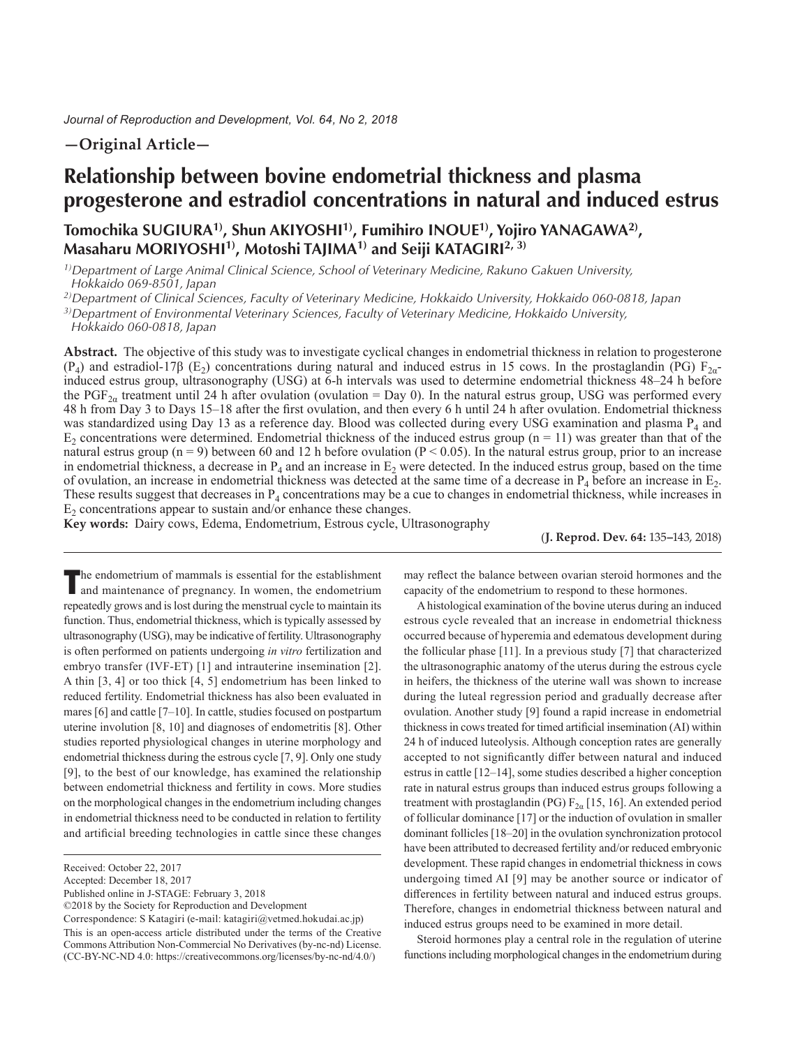—Original Article—

# Relationship between bovine endometrial thickness and plasma progesterone and estradiol concentrations in natural and induced estrus

**Tomochika SUGIURA[1)], Shun AKIYOSHI[1)], Fumihiro INOUE[1)], Yojiro YANAGAWA[2)], Masaharu MORIYOSHI[1)], Motoshi TAJIMA[1)] and Seiji KATAGIRI[2, 3)]**

[1)] *Department of Large Animal Clinical Science, School of Veterinary Medicine, Rakuno Gakuen University, Hokkaido 069-8501, Japan*

[2)] *Department of Clinical Sciences, Faculty of Veterinary Medicine, Hokkaido University, Hokkaido 060-0818, Japan*

[3)] *Department of Environmental Veterinary Sciences, Faculty of Veterinary Medicine, Hokkaido University, Hokkaido 060-0818, Japan*

**Abstract.** The objective of this study was to investigate cyclical changes in endometrial thickness in relation to progesterone ($P_4$) and estradiol-17β ($E_2$) concentrations during natural and induced estrus in 15 cows. In the prostaglandin (PG) $F_{2\alpha}$-induced estrus group, ultrasonography (USG) at 6-h intervals was used to determine endometrial thickness 48–24 h before the $PGF_{2\alpha}$ treatment until 24 h after ovulation (ovulation = Day 0). In the natural estrus group, USG was performed every 48 h from Day 3 to Days 15–18 after the first ovulation, and then every 6 h until 24 h after ovulation. Endometrial thickness was standardized using Day 13 as a reference day. Blood was collected during every USG examination and plasma $P_4$ and $E_2$ concentrations were determined. Endometrial thickness of the induced estrus group (n = 11) was greater than that of the natural estrus group (n = 9) between 60 and 12 h before ovulation ($P < 0.05$). In the natural estrus group, prior to an increase in endometrial thickness, a decrease in $P_4$ and an increase in $E_2$ were detected. In the induced estrus group, based on the time of ovulation, an increase in endometrial thickness was detected at the same time of a decrease in $P_4$ before an increase in $E_2$. These results suggest that decreases in $P_4$ concentrations may be a cue to changes in endometrial thickness, while increases in $E_2$ concentrations appear to sustain and/or enhance these changes.

**Key words:** Dairy cows, Edema, Endometrium, Estrous cycle, Ultrasonography

The endometrium of mammals is essential for the establishment and maintenance of pregnancy. In women, the endometrium repeatedly grows and is lost during the menstrual cycle to maintain its function. Thus, endometrial thickness, which is typically assessed by ultrasonography (USG), may be indicative of fertility. Ultrasonography is often performed on patients undergoing *in vitro* fertilization and embryo transfer (IVF-ET) [1] and intrauterine insemination [2]. A thin [3, 4] or too thick [4, 5] endometrium has been linked to reduced fertility. Endometrial thickness has also been evaluated in mares [6] and cattle [7–10]. In cattle, studies focused on postpartum uterine involution [8, 10] and diagnoses of endometritis [8]. Other studies reported physiological changes in uterine morphology and endometrial thickness during the estrous cycle [7, 9]. Only one study [9], to the best of our knowledge, has examined the relationship between endometrial thickness and fertility in cows. More studies on the morphological changes in the endometrium including changes in endometrial thickness need to be conducted in relation to fertility and artificial breeding technologies in cattle since these changes may reflect the balance between ovarian steroid hormones and the capacity of the endometrium to respond to these hormones.

A histological examination of the bovine uterus during an induced estrous cycle revealed that an increase in endometrial thickness occurred because of hyperemia and edematous development during the follicular phase [11]. In a previous study [7] that characterized the ultrasonographic anatomy of the uterus during the estrous cycle in heifers, the thickness of the uterine wall was shown to increase during the luteal regression period and gradually decrease after ovulation. Another study [9] found a rapid increase in endometrial thickness in cows treated for timed artificial insemination (AI) within 24 h of induced luteolysis. Although conception rates are generally accepted to not significantly differ between natural and induced estrus in cattle [12–14], some studies described a higher conception rate in natural estrus groups than induced estrus groups following a treatment with prostaglandin (PG) $F_{2\alpha}$ [15, 16]. An extended period of follicular dominance [17] or the induction of ovulation in smaller dominant follicles [18–20] in the ovulation synchronization protocol have been attributed to decreased fertility and/or reduced embryonic development. These rapid changes in endometrial thickness in cows undergoing timed AI [9] may be another source or indicator of differences in fertility between natural and induced estrus groups. Therefore, changes in endometrial thickness between natural and induced estrus groups need to be examined in more detail.

Steroid hormones play a central role in the regulation of uterine functions including morphological changes in the endometrium during

Received: October 22, 2017
Accepted: December 18, 2017
Published online in J-STAGE: February 3, 2018
©2018 by the Society for Reproduction and Development
Correspondence: S Katagiri (e-mail: katagiri@vetmed.hokudai.ac.jp)
This is an open-access article distributed under the terms of the Creative Commons Attribution Non-Commercial No Derivatives (by-nc-nd) License. (CC-BY-NC-ND 4.0: https://creativecommons.org/licenses/by-nc-nd/4.0/)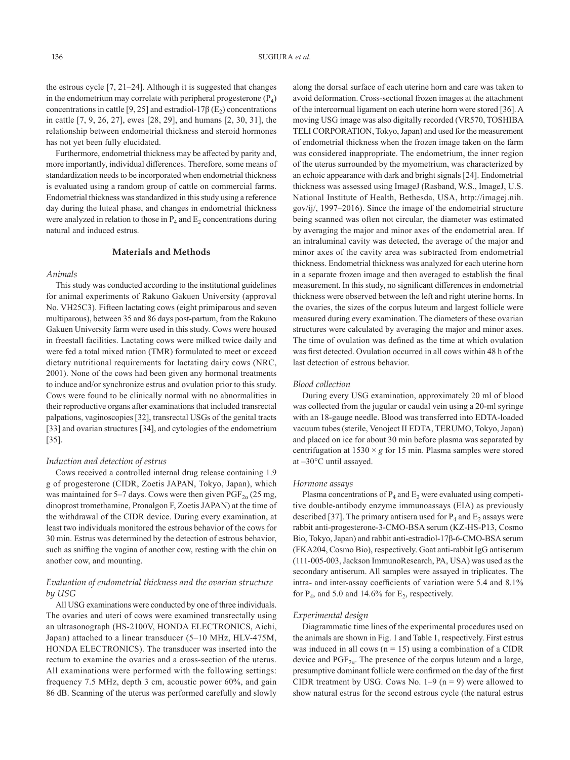the estrous cycle [7, 21–24]. Although it is suggested that changes in the endometrium may correlate with peripheral progesterone ($P_4$) concentrations in cattle [9, 25] and estradiol-17β ($E_2$) concentrations in cattle [7, 9, 26, 27], ewes [28, 29], and humans [2, 30, 31], the relationship between endometrial thickness and steroid hormones has not yet been fully elucidated.

Furthermore, endometrial thickness may be affected by parity and, more importantly, individual differences. Therefore, some means of standardization needs to be incorporated when endometrial thickness is evaluated using a random group of cattle on commercial farms. Endometrial thickness was standardized in this study using a reference day during the luteal phase, and changes in endometrial thickness were analyzed in relation to those in $P_4$ and $E_2$ concentrations during natural and induced estrus.

## Materials and Methods

### *Animals*

This study was conducted according to the institutional guidelines for animal experiments of Rakuno Gakuen University (approval No. VH25C3). Fifteen lactating cows (eight primiparous and seven multiparous), between 35 and 86 days post-partum, from the Rakuno Gakuen University farm were used in this study. Cows were housed in freestall facilities. Lactating cows were milked twice daily and were fed a total mixed ration (TMR) formulated to meet or exceed dietary nutritional requirements for lactating dairy cows (NRC, 2001). None of the cows had been given any hormonal treatments to induce and/or synchronize estrus and ovulation prior to this study. Cows were found to be clinically normal with no abnormalities in their reproductive organs after examinations that included transrectal palpations, vaginoscopies [32], transrectal USGs of the genital tracts [33] and ovarian structures [34], and cytologies of the endometrium [35].

### *Induction and detection of estrus*

Cows received a controlled internal drug release containing 1.9 g of progesterone (CIDR, Zoetis JAPAN, Tokyo, Japan), which was maintained for 5–7 days. Cows were then given $PGF_{2\alpha}$ (25 mg, dinoprost tromethamine, Pronalgon F, Zoetis JAPAN) at the time of the withdrawal of the CIDR device. During every examination, at least two individuals monitored the estrous behavior of the cows for 30 min. Estrus was determined by the detection of estrous behavior, such as sniffing the vagina of another cow, resting with the chin on another cow, and mounting.

### *Evaluation of endometrial thickness and the ovarian structure by USG*

All USG examinations were conducted by one of three individuals. The ovaries and uteri of cows were examined transrectally using an ultrasonograph (HS-2100V, HONDA ELECTRONICS, Aichi, Japan) attached to a linear transducer (5–10 MHz, HLV-475M, HONDA ELECTRONICS). The transducer was inserted into the rectum to examine the ovaries and a cross-section of the uterus. All examinations were performed with the following settings: frequency 7.5 MHz, depth 3 cm, acoustic power 60%, and gain 86 dB. Scanning of the uterus was performed carefully and slowly along the dorsal surface of each uterine horn and care was taken to avoid deformation. Cross-sectional frozen images at the attachment of the intercornual ligament on each uterine horn were stored [36]. A moving USG image was also digitally recorded (VR570, TOSHIBA TELI CORPORATION, Tokyo, Japan) and used for the measurement of endometrial thickness when the frozen image taken on the farm was considered inappropriate. The endometrium, the inner region of the uterus surrounded by the myometrium, was characterized by an echoic appearance with dark and bright signals [24]. Endometrial thickness was assessed using ImageJ (Rasband, W.S., ImageJ, U.S. National Institute of Health, Bethesda, USA, http://imagej.nih.gov/ij/, 1997–2016). Since the image of the endometrial structure being scanned was often not circular, the diameter was estimated by averaging the major and minor axes of the endometrial area. If an intraluminal cavity was detected, the average of the major and minor axes of the cavity area was subtracted from endometrial thickness. Endometrial thickness was analyzed for each uterine horn in a separate frozen image and then averaged to establish the final measurement. In this study, no significant differences in endometrial thickness were observed between the left and right uterine horns. In the ovaries, the sizes of the corpus luteum and largest follicle were measured during every examination. The diameters of these ovarian structures were calculated by averaging the major and minor axes. The time of ovulation was defined as the time at which ovulation was first detected. Ovulation occurred in all cows within 48 h of the last detection of estrous behavior.

### *Blood collection*

During every USG examination, approximately 20 ml of blood was collected from the jugular or caudal vein using a 20-ml syringe with an 18-gauge needle. Blood was transferred into EDTA-loaded vacuum tubes (sterile, Venoject II EDTA, TERUMO, Tokyo, Japan) and placed on ice for about 30 min before plasma was separated by centrifugation at 1530 × *g* for 15 min. Plasma samples were stored at –30°C until assayed.

### *Hormone assays*

Plasma concentrations of $P_4$ and $E_2$ were evaluated using competitive double-antibody enzyme immunoassays (EIA) as previously described [37]. The primary antisera used for $P_4$ and $E_2$ assays were rabbit anti-progesterone-3-CMO-BSA serum (KZ-HS-P13, Cosmo Bio, Tokyo, Japan) and rabbit anti-estradiol-17β-6-CMO-BSA serum (FKA204, Cosmo Bio), respectively. Goat anti-rabbit IgG antiserum (111-005-003, Jackson ImmunoResearch, PA, USA) was used as the secondary antiserum. All samples were assayed in triplicates. The intra- and inter-assay coefficients of variation were 5.4 and 8.1% for $P_4$, and 5.0 and 14.6% for $E_2$, respectively.

### *Experimental design*

Diagrammatic time lines of the experimental procedures used on the animals are shown in Fig. 1 and Table 1, respectively. First estrus was induced in all cows (n = 15) using a combination of a CIDR device and $PGF_{2\alpha}$. The presence of the corpus luteum and a large, presumptive dominant follicle were confirmed on the day of the first CIDR treatment by USG. Cows No. 1–9 (n = 9) were allowed to show natural estrus for the second estrous cycle (the natural estrus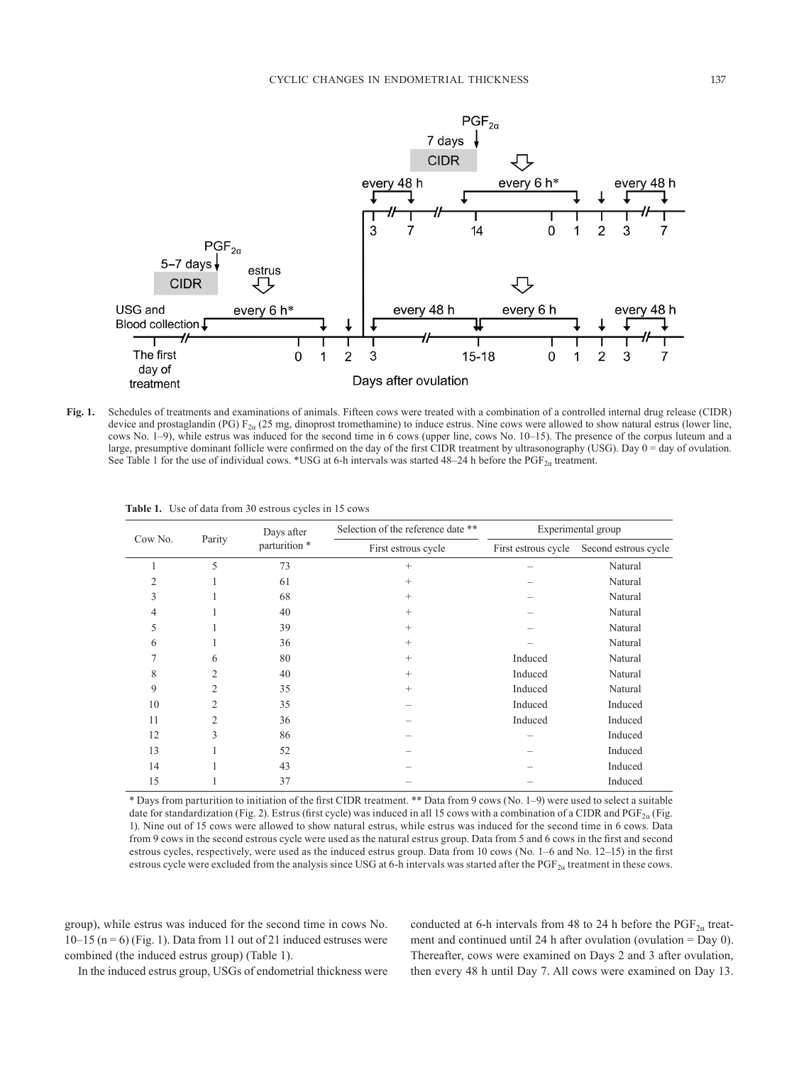Fig. 1. Schedules of treatments and examinations of animals. Fifteen cows were treated with a combination of a controlled internal drug release (CIDR) device and prostaglandin (PG) $F_{2\alpha}$ (25 mg, dinoprost tromethamine) to induce estrus. Nine cows were allowed to show natural estrus (lower line, cows No. 1–9), while estrus was induced for the second time in 6 cows (upper line, cows No. 10–15). The presence of the corpus luteum and a large, presumptive dominant follicle were confirmed on the day of the first CIDR treatment by ultrasonography (USG). Day 0 = day of ovulation. See Table 1 for the use of individual cows. *USG at 6-h intervals was started 48–24 h before the $PGF_{2\alpha}$ treatment.

**Table 1.** Use of data from 30 estrous cycles in 15 cows

| Cow No. | Parity | Days after parturition * | Selection of the reference date ** | Experimental group | |
|---|---|---|---|---|---|
| | | | First estrous cycle | First estrous cycle | Second estrous cycle |
| 1 | 5 | 73 | + | – | Natural |
| 2 | 1 | 61 | + | – | Natural |
| 3 | 1 | 68 | + | – | Natural |
| 4 | 1 | 40 | + | – | Natural |
| 5 | 1 | 39 | + | – | Natural |
| 6 | 1 | 36 | + | – | Natural |
| 7 | 6 | 80 | + | Induced | Natural |
| 8 | 2 | 40 | + | Induced | Natural |
| 9 | 2 | 35 | + | Induced | Natural |
| 10 | 2 | 35 | – | Induced | Induced |
| 11 | 2 | 36 | – | Induced | Induced |
| 12 | 3 | 86 | – | – | Induced |
| 13 | 1 | 52 | – | – | Induced |
| 14 | 1 | 43 | – | – | Induced |
| 15 | 1 | 37 | – | – | Induced |

\* Days from parturition to initiation of the first CIDR treatment. ** Data from 9 cows (No. 1–9) were used to select a suitable date for standardization (Fig. 2). Estrus (first cycle) was induced in all 15 cows with a combination of a CIDR and $PGF_{2\alpha}$ (Fig. 1). Nine out of 15 cows were allowed to show natural estrus, while estrus was induced for the second time in 6 cows. Data from 9 cows in the second estrous cycle were used as the natural estrus group. Data from 5 and 6 cows in the first and second estrous cycles, respectively, were used as the induced estrus group. Data from 10 cows (No. 1–6 and No. 12–15) in the first estrous cycle were excluded from the analysis since USG at 6-h intervals was started after the $PGF_{2\alpha}$ treatment in these cows.

group), while estrus was induced for the second time in cows No. 10–15 (n = 6) (Fig. 1). Data from 11 out of 21 induced estruses were combined (the induced estrus group) (Table 1).

In the induced estrus group, USGs of endometrial thickness were conducted at 6-h intervals from 48 to 24 h before the $PGF_{2\alpha}$ treatment and continued until 24 h after ovulation (ovulation = Day 0). Thereafter, cows were examined on Days 2 and 3 after ovulation, then every 48 h until Day 7. All cows were examined on Day 13.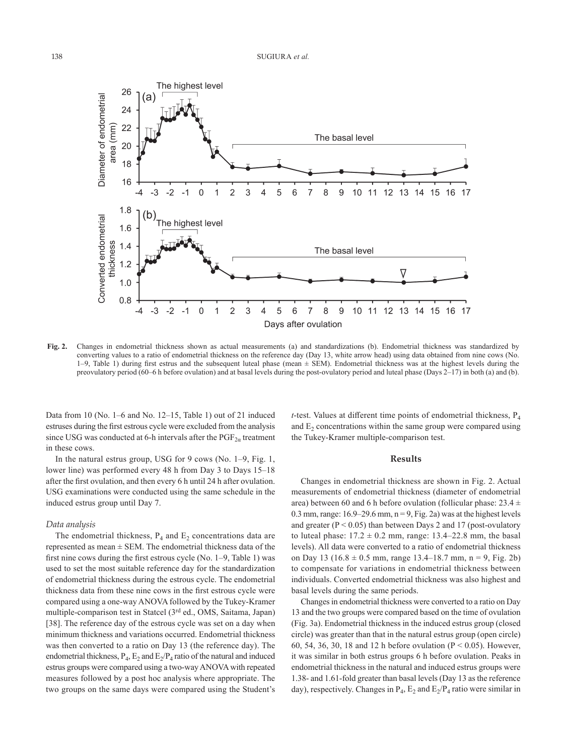Fig. 2. Changes in endometrial thickness shown as actual measurements (a) and standardizations (b). Endometrial thickness was standardized by converting values to a ratio of endometrial thickness on the reference day (Day 13, white arrow head) using data obtained from nine cows (No. 1–9, Table 1) during first estrus and the subsequent luteal phase (mean ± SEM). Endometrial thickness was at the highest levels during the preovulatory period (60–6 h before ovulation) and at basal levels during the post-ovulatory period and luteal phase (Days 2–17) in both (a) and (b).

Data from 10 (No. 1–6 and No. 12–15, Table 1) out of 21 induced estruses during the first estrous cycle were excluded from the analysis since USG was conducted at 6-h intervals after the $PGF_{2\alpha}$ treatment in these cows.

In the natural estrus group, USG for 9 cows (No. 1–9, Fig. 1, lower line) was performed every 48 h from Day 3 to Days 15–18 after the first ovulation, and then every 6 h until 24 h after ovulation. USG examinations were conducted using the same schedule in the induced estrus group until Day 7.

### *Data analysis*

The endometrial thickness, $P_4$ and $E_2$ concentrations data are represented as mean ± SEM. The endometrial thickness data of the first nine cows during the first estrous cycle (No. 1–9, Table 1) was used to set the most suitable reference day for the standardization of endometrial thickness during the estrous cycle. The endometrial thickness data from these nine cows in the first estrous cycle were compared using a one-way ANOVA followed by the Tukey-Kramer multiple-comparison test in Statcel (3rd ed., OMS, Saitama, Japan) [38]. The reference day of the estrous cycle was set on a day when minimum thickness and variations occurred. Endometrial thickness was then converted to a ratio on Day 13 (the reference day). The endometrial thickness, $P_4$, $E_2$ and $E_2/P_4$ ratio of the natural and induced estrus groups were compared using a two-way ANOVA with repeated measures followed by a post hoc analysis where appropriate. The two groups on the same days were compared using the Student's *t*-test. Values at different time points of endometrial thickness, $P_4$ and $E_2$ concentrations within the same group were compared using the Tukey-Kramer multiple-comparison test.

## Results

Changes in endometrial thickness are shown in Fig. 2. Actual measurements of endometrial thickness (diameter of endometrial area) between 60 and 6 h before ovulation (follicular phase: 23.4 ± 0.3 mm, range: 16.9–29.6 mm, n = 9, Fig. 2a) was at the highest levels and greater ($P < 0.05$) than between Days 2 and 17 (post-ovulatory to luteal phase: 17.2 ± 0.2 mm, range: 13.4–22.8 mm, the basal levels). All data were converted to a ratio of endometrial thickness on Day 13 (16.8 ± 0.5 mm, range 13.4–18.7 mm, n = 9, Fig. 2b) to compensate for variations in endometrial thickness between individuals. Converted endometrial thickness was also highest and basal levels during the same periods.

Changes in endometrial thickness were converted to a ratio on Day 13 and the two groups were compared based on the time of ovulation (Fig. 3a). Endometrial thickness in the induced estrus group (closed circle) was greater than that in the natural estrus group (open circle) 60, 54, 36, 30, 18 and 12 h before ovulation ($P < 0.05$). However, it was similar in both estrus groups 6 h before ovulation. Peaks in endometrial thickness in the natural and induced estrus groups were 1.38- and 1.61-fold greater than basal levels (Day 13 as the reference day), respectively. Changes in $P_4$, $E_2$ and $E_2/P_4$ ratio were similar in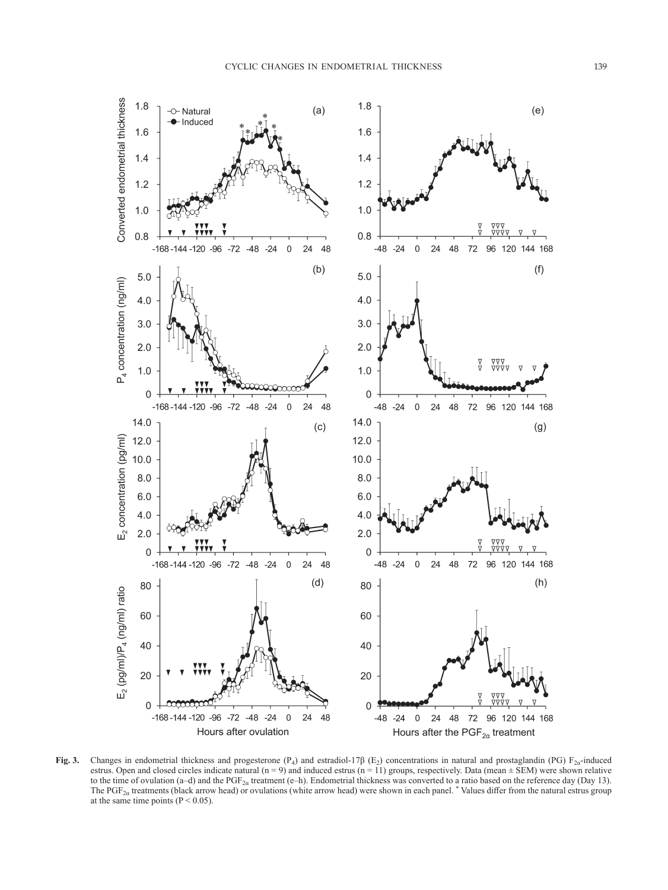**Fig. 3.** Changes in endometrial thickness and progesterone ($P_4$) and estradiol-17β ($E_2$) concentrations in natural and prostaglandin (PG) $F_{2\alpha}$-induced estrus. Open and closed circles indicate natural (n = 9) and induced estrus (n = 11) groups, respectively. Data (mean ± SEM) were shown relative to the time of ovulation (a–d) and the $PGF_{2\alpha}$ treatment (e–h). Endometrial thickness was converted to a ratio based on the reference day (Day 13). The $PGF_{2\alpha}$ treatments (black arrow head) or ovulations (white arrow head) were shown in each panel. * Values differ from the natural estrus group at the same time points ($P < 0.05$).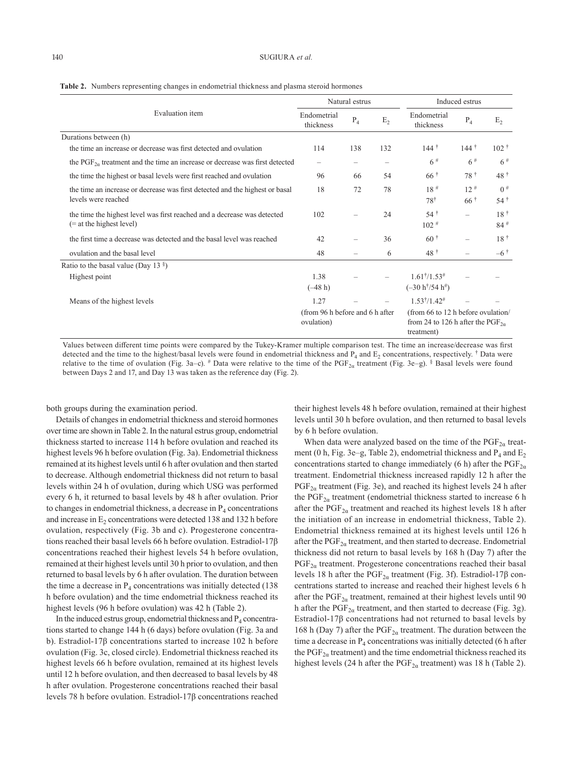**Table 2.** Numbers representing changes in endometrial thickness and plasma steroid hormones

| Evaluation item | Natural estrus | | | Induced estrus | | |
|---|---|---|---|---|---|---|
| | Endometrial thickness | $P_4$ | $E_2$ | Endometrial thickness | $P_4$ | $E_2$ |
| Durations between (h) | | | | | | |
| the time an increase or decrease was first detected and ovulation | 114 | 138 | 132 | 144 † | 144 † | 102 † |
| the $PGF_{2\alpha}$ treatment and the time an increase or decrease was first detected | – | – | – | 6 # | 6 # | 6 # |
| the time the highest or basal levels were first reached and ovulation | 96 | 66 | 54 | 66 † | 78 † | 48 † |
| the time an increase or decrease was first detected and the highest or basal levels were reached | 18 | 72 | 78 | 18 # <br> 78† | 12 # <br> 66 † | 0 # <br> 54 † |
| the time the highest level was first reached and a decrease was detected (= at the highest level) | 102 | – | 24 | 54 † <br> 102 # | – | 18 † <br> 84 # |
| the first time a decrease was detected and the basal level was reached | 42 | – | 36 | 60 † | – | 18 † |
| ovulation and the basal level | 48 | – | 6 | 48 † | – | –6 † |
| Ratio to the basal value (Day 13 §) | | | | | | |
| Highest point | 1.38 <br> (–48 h) | – | – | 1.61†/1.53# <br> (–30 h†/54 h#) | – | – |
| Means of the highest levels | 1.27 <br> (from 96 h before and 6 h after ovulation) | – | – | 1.53†/1.42# <br> (from 66 to 12 h before ovulation/ from 24 to 126 h after the $PGF_{2\alpha}$ treatment) | – | – |

Values between different time points were compared by the Tukey-Kramer multiple comparison test. The time an increase/decrease was first detected and the time to the highest/basal levels were found in endometrial thickness and $P_4$ and $E_2$ concentrations, respectively. † Data were relative to the time of ovulation (Fig. 3a–c). # Data were relative to the time of the $PGF_{2\alpha}$ treatment (Fig. 3e–g). § Basal levels were found between Days 2 and 17, and Day 13 was taken as the reference day (Fig. 2).

both groups during the examination period.

Details of changes in endometrial thickness and steroid hormones over time are shown in Table 2. In the natural estrus group, endometrial thickness started to increase 114 h before ovulation and reached its highest levels 96 h before ovulation (Fig. 3a). Endometrial thickness remained at its highest levels until 6 h after ovulation and then started to decrease. Although endometrial thickness did not return to basal levels within 24 h of ovulation, during which USG was performed every 6 h, it returned to basal levels by 48 h after ovulation. Prior to changes in endometrial thickness, a decrease in $P_4$ concentrations and increase in $E_2$ concentrations were detected 138 and 132 h before ovulation, respectively (Fig. 3b and c). Progesterone concentrations reached their basal levels 66 h before ovulation. Estradiol-17β concentrations reached their highest levels 54 h before ovulation, remained at their highest levels until 30 h prior to ovulation, and then returned to basal levels by 6 h after ovulation. The duration between the time a decrease in $P_4$ concentrations was initially detected (138 h before ovulation) and the time endometrial thickness reached its highest levels (96 h before ovulation) was 42 h (Table 2).

In the induced estrus group, endometrial thickness and $P_4$ concentrations started to change 144 h (6 days) before ovulation (Fig. 3a and b). Estradiol-17β concentrations started to increase 102 h before ovulation (Fig. 3c, closed circle). Endometrial thickness reached its highest levels 66 h before ovulation, remained at its highest levels until 12 h before ovulation, and then decreased to basal levels by 48 h after ovulation. Progesterone concentrations reached their basal levels 78 h before ovulation. Estradiol-17β concentrations reached their highest levels 48 h before ovulation, remained at their highest levels until 30 h before ovulation, and then returned to basal levels by 6 h before ovulation.

When data were analyzed based on the time of the $PGF_{2\alpha}$ treatment (0 h, Fig. 3e–g, Table 2), endometrial thickness and $P_4$ and $E_2$ concentrations started to change immediately (6 h) after the $PGF_{2\alpha}$ treatment. Endometrial thickness increased rapidly 12 h after the $PGF_{2\alpha}$ treatment (Fig. 3e), and reached its highest levels 24 h after the $PGF_{2\alpha}$ treatment (endometrial thickness started to increase 6 h after the $PGF_{2\alpha}$ treatment and reached its highest levels 18 h after the initiation of an increase in endometrial thickness, Table 2). Endometrial thickness remained at its highest levels until 126 h after the $PGF_{2\alpha}$ treatment, and then started to decrease. Endometrial thickness did not return to basal levels by 168 h (Day 7) after the $PGF_{2\alpha}$ treatment. Progesterone concentrations reached their basal levels 18 h after the $PGF_{2\alpha}$ treatment (Fig. 3f). Estradiol-17β concentrations started to increase and reached their highest levels 6 h after the $PGF_{2\alpha}$ treatment, remained at their highest levels until 90 h after the $PGF_{2\alpha}$ treatment, and then started to decrease (Fig. 3g). Estradiol-17β concentrations had not returned to basal levels by 168 h (Day 7) after the $PGF_{2\alpha}$ treatment. The duration between the time a decrease in $P_4$ concentrations was initially detected (6 h after the $PGF_{2\alpha}$ treatment) and the time endometrial thickness reached its highest levels (24 h after the $PGF_{2\alpha}$ treatment) was 18 h (Table 2).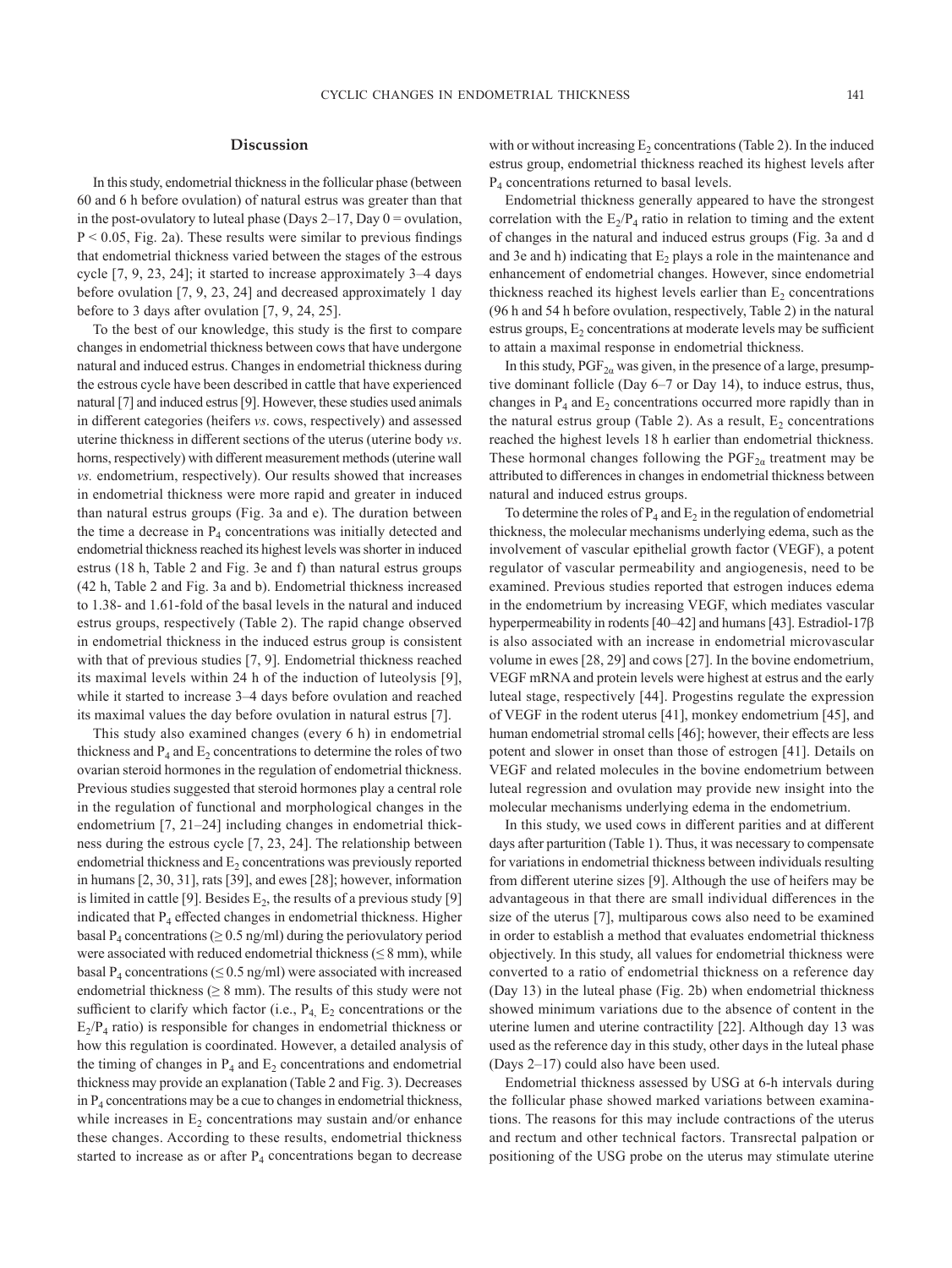## Discussion

In this study, endometrial thickness in the follicular phase (between 60 and 6 h before ovulation) of natural estrus was greater than that in the post-ovulatory to luteal phase (Days 2–17, Day 0 = ovulation, $P < 0.05$, Fig. 2a). These results were similar to previous findings that endometrial thickness varied between the stages of the estrous cycle [7, 9, 23, 24]; it started to increase approximately 3–4 days before ovulation [7, 9, 23, 24] and decreased approximately 1 day before to 3 days after ovulation [7, 9, 24, 25].

To the best of our knowledge, this study is the first to compare changes in endometrial thickness between cows that have undergone natural and induced estrus. Changes in endometrial thickness during the estrous cycle have been described in cattle that have experienced natural [7] and induced estrus [9]. However, these studies used animals in different categories (heifers *vs*. cows, respectively) and assessed uterine thickness in different sections of the uterus (uterine body *vs*. horns, respectively) with different measurement methods (uterine wall *vs.* endometrium, respectively). Our results showed that increases in endometrial thickness were more rapid and greater in induced than natural estrus groups (Fig. 3a and e). The duration between the time a decrease in $P_4$ concentrations was initially detected and endometrial thickness reached its highest levels was shorter in induced estrus (18 h, Table 2 and Fig. 3e and f) than natural estrus groups (42 h, Table 2 and Fig. 3a and b). Endometrial thickness increased to 1.38- and 1.61-fold of the basal levels in the natural and induced estrus groups, respectively (Table 2). The rapid change observed in endometrial thickness in the induced estrus group is consistent with that of previous studies [7, 9]. Endometrial thickness reached its maximal levels within 24 h of the induction of luteolysis [9], while it started to increase 3–4 days before ovulation and reached its maximal values the day before ovulation in natural estrus [7].

This study also examined changes (every 6 h) in endometrial thickness and $P_4$ and $E_2$ concentrations to determine the roles of two ovarian steroid hormones in the regulation of endometrial thickness. Previous studies suggested that steroid hormones play a central role in the regulation of functional and morphological changes in the endometrium [7, 21–24] including changes in endometrial thickness during the estrous cycle [7, 23, 24]. The relationship between endometrial thickness and $E_2$ concentrations was previously reported in humans [2, 30, 31], rats [39], and ewes [28]; however, information is limited in cattle [9]. Besides $E_2$, the results of a previous study [9] indicated that $P_4$ effected changes in endometrial thickness. Higher basal $P_4$ concentrations ($\geq 0.5$ ng/ml) during the periovulatory period were associated with reduced endometrial thickness ($\leq 8$ mm), while basal $P_4$ concentrations ($\leq 0.5$ ng/ml) were associated with increased endometrial thickness ($\geq 8$ mm). The results of this study were not sufficient to clarify which factor (i.e., $P_4$, $E_2$ concentrations or the $E_2/P_4$ ratio) is responsible for changes in endometrial thickness or how this regulation is coordinated. However, a detailed analysis of the timing of changes in $P_4$ and $E_2$ concentrations and endometrial thickness may provide an explanation (Table 2 and Fig. 3). Decreases in $P_4$ concentrations may be a cue to changes in endometrial thickness, while increases in $E_2$ concentrations may sustain and/or enhance these changes. According to these results, endometrial thickness started to increase as or after $P_4$ concentrations began to decrease with or without increasing $E_2$ concentrations (Table 2). In the induced estrus group, endometrial thickness reached its highest levels after $P_4$ concentrations returned to basal levels.

Endometrial thickness generally appeared to have the strongest correlation with the $E_2/P_4$ ratio in relation to timing and the extent of changes in the natural and induced estrus groups (Fig. 3a and d and 3e and h) indicating that $E_2$ plays a role in the maintenance and enhancement of endometrial changes. However, since endometrial thickness reached its highest levels earlier than $E_2$ concentrations (96 h and 54 h before ovulation, respectively, Table 2) in the natural estrus groups, $E_2$ concentrations at moderate levels may be sufficient to attain a maximal response in endometrial thickness.

In this study, $PGF_{2\alpha}$ was given, in the presence of a large, presumptive dominant follicle (Day 6–7 or Day 14), to induce estrus, thus, changes in $P_4$ and $E_2$ concentrations occurred more rapidly than in the natural estrus group (Table 2). As a result, $E_2$ concentrations reached the highest levels 18 h earlier than endometrial thickness. These hormonal changes following the $PGF_{2\alpha}$ treatment may be attributed to differences in changes in endometrial thickness between natural and induced estrus groups.

To determine the roles of $P_4$ and $E_2$ in the regulation of endometrial thickness, the molecular mechanisms underlying edema, such as the involvement of vascular epithelial growth factor (VEGF), a potent regulator of vascular permeability and angiogenesis, need to be examined. Previous studies reported that estrogen induces edema in the endometrium by increasing VEGF, which mediates vascular hyperpermeability in rodents [40–42] and humans [43]. Estradiol-17β is also associated with an increase in endometrial microvascular volume in ewes [28, 29] and cows [27]. In the bovine endometrium, VEGF mRNA and protein levels were highest at estrus and the early luteal stage, respectively [44]. Progestins regulate the expression of VEGF in the rodent uterus [41], monkey endometrium [45], and human endometrial stromal cells [46]; however, their effects are less potent and slower in onset than those of estrogen [41]. Details on VEGF and related molecules in the bovine endometrium between luteal regression and ovulation may provide new insight into the molecular mechanisms underlying edema in the endometrium.

In this study, we used cows in different parities and at different days after parturition (Table 1). Thus, it was necessary to compensate for variations in endometrial thickness between individuals resulting from different uterine sizes [9]. Although the use of heifers may be advantageous in that there are small individual differences in the size of the uterus [7], multiparous cows also need to be examined in order to establish a method that evaluates endometrial thickness objectively. In this study, all values for endometrial thickness were converted to a ratio of endometrial thickness on a reference day (Day 13) in the luteal phase (Fig. 2b) when endometrial thickness showed minimum variations due to the absence of content in the uterine lumen and uterine contractility [22]. Although day 13 was used as the reference day in this study, other days in the luteal phase (Days 2–17) could also have been used.

Endometrial thickness assessed by USG at 6-h intervals during the follicular phase showed marked variations between examinations. The reasons for this may include contractions of the uterus and rectum and other technical factors. Transrectal palpation or positioning of the USG probe on the uterus may stimulate uterine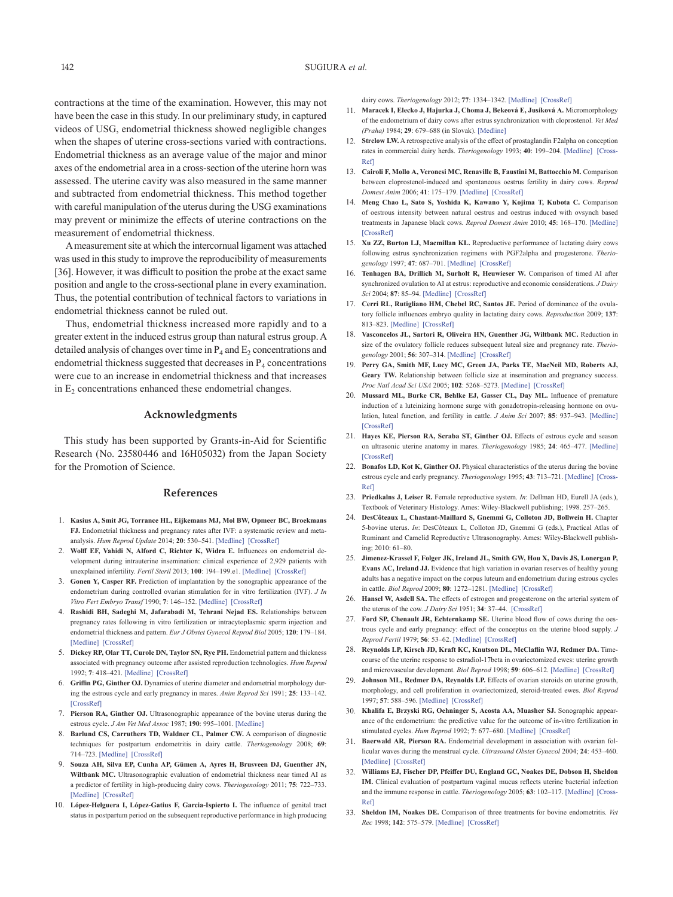contractions at the time of the examination. However, this may not have been the case in this study. In our preliminary study, in captured videos of USG, endometrial thickness showed negligible changes when the shapes of uterine cross-sections varied with contractions. Endometrial thickness as an average value of the major and minor axes of the endometrial area in a cross-section of the uterine horn was assessed. The uterine cavity was also measured in the same manner and subtracted from endometrial thickness. This method together with careful manipulation of the uterus during the USG examinations may prevent or minimize the effects of uterine contractions on the measurement of endometrial thickness.

A measurement site at which the intercornual ligament was attached was used in this study to improve the reproducibility of measurements [36]. However, it was difficult to position the probe at the exact same position and angle to the cross-sectional plane in every examination. Thus, the potential contribution of technical factors to variations in endometrial thickness cannot be ruled out.

Thus, endometrial thickness increased more rapidly and to a greater extent in the induced estrus group than natural estrus group. A detailed analysis of changes over time in $P_4$ and $E_2$ concentrations and endometrial thickness suggested that decreases in $P_4$ concentrations were cue to an increase in endometrial thickness and that increases in $E_2$ concentrations enhanced these endometrial changes.

## Acknowledgments

This study has been supported by Grants-in-Aid for Scientific Research (No. 23580446 and 16H05032) from the Japan Society for the Promotion of Science.

## References

1. **Kasius A, Smit JG, Torrance HL, Eijkemans MJ, Mol BW, Opmeer BC, Broekmans FJ.** Endometrial thickness and pregnancy rates after IVF: a systematic review and meta-analysis. *Hum Reprod Update* 2014; **20**: 530–541. [Medline] [CrossRef]
2. **Wolff EF, Vahidi N, Alford C, Richter K, Widra E.** Influences on endometrial development during intrauterine insemination: clinical experience of 2,929 patients with unexplained infertility. *Fertil Steril* 2013; **100**: 194–199.e1. [Medline] [CrossRef]
3. **Gonen Y, Casper RF.** Prediction of implantation by the sonographic appearance of the endometrium during controlled ovarian stimulation for in vitro fertilization (IVF). *J In Vitro Fert Embryo Transf* 1990; **7**: 146–152. [Medline] [CrossRef]
4. **Rashidi BH, Sadeghi M, Jafarabadi M, Tehrani Nejad ES.** Relationships between pregnancy rates following in vitro fertilization or intracytoplasmic sperm injection and endometrial thickness and pattern. *Eur J Obstet Gynecol Reprod Biol* 2005; **120**: 179–184. [Medline] [CrossRef]
5. **Dickey RP, Olar TT, Curole DN, Taylor SN, Rye PH.** Endometrial pattern and thickness associated with pregnancy outcome after assisted reproduction technologies. *Hum Reprod* 1992; **7**: 418–421. [Medline] [CrossRef]
6. **Griffin PG, Ginther OJ.** Dynamics of uterine diameter and endometrial morphology during the estrous cycle and early pregnancy in mares. *Anim Reprod Sci* 1991; **25**: 133–142. [CrossRef]
7. **Pierson RA, Ginther OJ.** Ultrasonographic appearance of the bovine uterus during the estrous cycle. *J Am Vet Med Assoc* 1987; **190**: 995–1001. [Medline]
8. **Barlund CS, Carruthers TD, Waldner CL, Palmer CW.** A comparison of diagnostic techniques for postpartum endometritis in dairy cattle. *Theriogenology* 2008; **69**: 714–723. [Medline] [CrossRef]
9. **Souza AH, Silva EP, Cunha AP, Gümen A, Ayres H, Brusveen DJ, Guenther JN, Wiltbank MC.** Ultrasonographic evaluation of endometrial thickness near timed AI as a predictor of fertility in high-producing dairy cows. *Theriogenology* 2011; **75**: 722–733. [Medline] [CrossRef]
10. **López-Helguera I, López-Gatius F, Garcia-Ispierto I.** The influence of genital tract status in postpartum period on the subsequent reproductive performance in high producing dairy cows. *Theriogenology* 2012; **77**: 1334–1342. [Medline] [CrossRef]
11. **Maracek I, Elecko J, Hajurka J, Choma J, Bekeová E, Jusíková A.** Micromorphology of the endometrium of dairy cows after estrus synchronization with cloprostenol. *Vet Med (Praha)* 1984; **29**: 679–688 (in Slovak). [Medline]
12. **Strelow LW.** A retrospective analysis of the effect of prostaglandin F2alpha on conception rates in commercial dairy herds. *Theriogenology* 1993; **40**: 199–204. [Medline] [CrossRef]
13. **Cairoli F, Mollo A, Veronesi MC, Renaville B, Faustini M, Battocchio M.** Comparison between cloprostenol-induced and spontaneous oestrus fertility in dairy cows. *Reprod Domest Anim* 2006; **41**: 175–179. [Medline] [CrossRef]
14. **Meng Chao L, Sato S, Yoshida K, Kawano Y, Kojima T, Kubota C.** Comparison of oestrous intensity between natural oestrus and oestrus induced with ovsynch based treatments in Japanese black cows. *Reprod Domest Anim* 2010; **45**: 168–170. [Medline] [CrossRef]
15. **Xu ZZ, Burton LJ, Macmillan KL.** Reproductive performance of lactating dairy cows following estrus synchronization regimens with PGF2alpha and progesterone. *Theriogenology* 1997; **47**: 687–701. [Medline] [CrossRef]
16. **Tenhagen BA, Drillich M, Surholt R, Heuwieser W.** Comparison of timed AI after synchronized ovulation to AI at estrus: reproductive and economic considerations. *J Dairy Sci* 2004; **87**: 85–94. [Medline] [CrossRef]
17. **Cerri RL, Rutigliano HM, Chebel RC, Santos JE.** Period of dominance of the ovulatory follicle influences embryo quality in lactating dairy cows. *Reproduction* 2009; **137**: 813–823. [Medline] [CrossRef]
18. **Vasconcelos JL, Sartori R, Oliveira HN, Guenther JG, Wiltbank MC.** Reduction in size of the ovulatory follicle reduces subsequent luteal size and pregnancy rate. *Theriogenology* 2001; **56**: 307–314. [Medline] [CrossRef]
19. **Perry GA, Smith MF, Lucy MC, Green JA, Parks TE, MacNeil MD, Roberts AJ, Geary TW.** Relationship between follicle size at insemination and pregnancy success. *Proc Natl Acad Sci USA* 2005; **102**: 5268–5273. [Medline] [CrossRef]
20. **Mussard ML, Burke CR, Behlke EJ, Gasser CL, Day ML.** Influence of premature induction of a luteinizing hormone surge with gonadotropin-releasing hormone on ovulation, luteal function, and fertility in cattle. *J Anim Sci* 2007; **85**: 937–943. [Medline] [CrossRef]
21. **Hayes KE, Pierson RA, Scraba ST, Ginther OJ.** Effects of estrous cycle and season on ultrasonic uterine anatomy in mares. *Theriogenology* 1985; **24**: 465–477. [Medline] [CrossRef]
22. **Bonafos LD, Kot K, Ginther OJ.** Physical characteristics of the uterus during the bovine estrous cycle and early pregnancy. *Theriogenology* 1995; **43**: 713–721. [Medline] [CrossRef]
23. **Priedkalns J, Leiser R.** Female reproductive system. *In*: Dellman HD, Eurell JA (eds.), Textbook of Veterinary Histology. Ames: Wiley-Blackwell publishing; 1998. 257–265.
24. **DesCôteaux L, Chastant-Maillard S, Gnemmi G, Colloton JD, Bollwein H.** Chapter 5-bovine uterus. *In*: DesCôteaux L, Colloton JD, Gnemmi G (eds.), Practical Atlas of Ruminant and Camelid Reproductive Ultrasonography. Ames: Wiley-Blackwell publishing; 2010: 61–80.
25. **Jimenez-Krassel F, Folger JK, Ireland JL, Smith GW, Hou X, Davis JS, Lonergan P, Evans AC, Ireland JJ.** Evidence that high variation in ovarian reserves of healthy young adults has a negative impact on the corpus luteum and endometrium during estrous cycles in cattle. *Biol Reprod* 2009; **80**: 1272–1281. [Medline] [CrossRef]
26. **Hansel W, Asdell SA.** The effects of estrogen and progesterone on the arterial system of the uterus of the cow. *J Dairy Sci* 1951; **34**: 37–44. [CrossRef]
27. **Ford SP, Chenault JR, Echternkamp SE.** Uterine blood flow of cows during the oestrous cycle and early pregnancy: effect of the conceptus on the uterine blood supply. *J Reprod Fertil* 1979; **56**: 53–62. [Medline] [CrossRef]
28. **Reynolds LP, Kirsch JD, Kraft KC, Knutson DL, McClaflin WJ, Redmer DA.** Time-course of the uterine response to estradiol-17beta in ovariectomized ewes: uterine growth and microvascular development. *Biol Reprod* 1998; **59**: 606–612. [Medline] [CrossRef]
29. **Johnson ML, Redmer DA, Reynolds LP.** Effects of ovarian steroids on uterine growth, morphology, and cell proliferation in ovariectomized, steroid-treated ewes. *Biol Reprod* 1997; **57**: 588–596. [Medline] [CrossRef]
30. **Khalifa E, Brzyski RG, Oehninger S, Acosta AA, Muasher SJ.** Sonographic appearance of the endometrium: the predictive value for the outcome of in-vitro fertilization in stimulated cycles. *Hum Reprod* 1992; **7**: 677–680. [Medline] [CrossRef]
31. **Baerwald AR, Pierson RA.** Endometrial development in association with ovarian follicular waves during the menstrual cycle. *Ultrasound Obstet Gynecol* 2004; **24**: 453–460. [Medline] [CrossRef]
32. **Williams EJ, Fischer DP, Pfeiffer DU, England GC, Noakes DE, Dobson H, Sheldon IM.** Clinical evaluation of postpartum vaginal mucus reflects uterine bacterial infection and the immune response in cattle. *Theriogenology* 2005; **63**: 102–117. [Medline] [CrossRef]
33. **Sheldon IM, Noakes DE.** Comparison of three treatments for bovine endometritis. *Vet Rec* 1998; **142**: 575–579. [Medline] [CrossRef]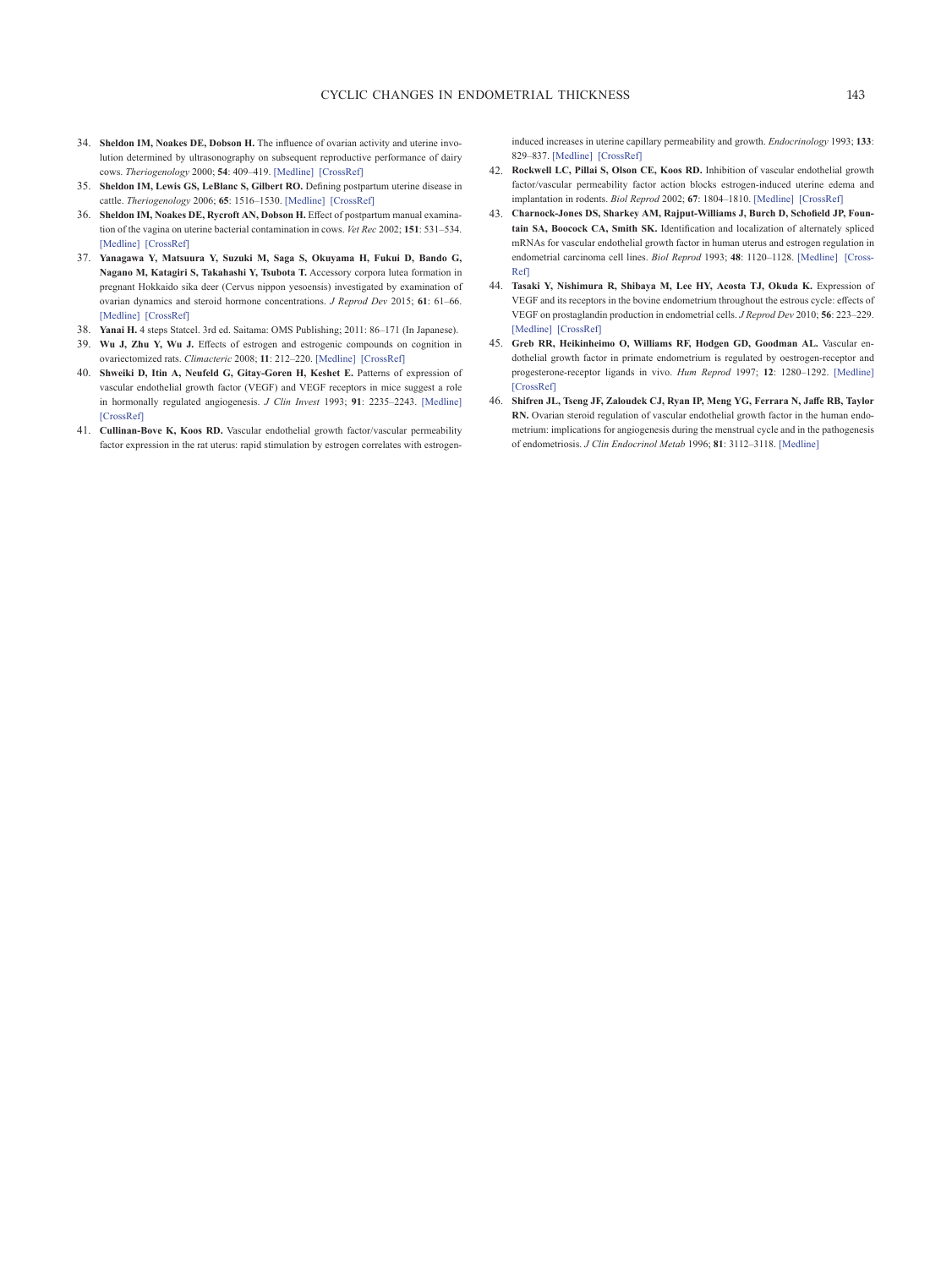34. **Sheldon IM, Noakes DE, Dobson H.** The influence of ovarian activity and uterine involution determined by ultrasonography on subsequent reproductive performance of dairy cows. *Theriogenology* 2000; **54**: 409–419. [Medline] [CrossRef]
35. **Sheldon IM, Lewis GS, LeBlanc S, Gilbert RO.** Defining postpartum uterine disease in cattle. *Theriogenology* 2006; **65**: 1516–1530. [Medline] [CrossRef]
36. **Sheldon IM, Noakes DE, Rycroft AN, Dobson H.** Effect of postpartum manual examination of the vagina on uterine bacterial contamination in cows. *Vet Rec* 2002; **151**: 531–534. [Medline] [CrossRef]
37. **Yanagawa Y, Matsuura Y, Suzuki M, Saga S, Okuyama H, Fukui D, Bando G, Nagano M, Katagiri S, Takahashi Y, Tsubota T.** Accessory corpora lutea formation in pregnant Hokkaido sika deer (Cervus nippon yesoensis) investigated by examination of ovarian dynamics and steroid hormone concentrations. *J Reprod Dev* 2015; **61**: 61–66. [Medline] [CrossRef]
38. **Yanai H.** 4 steps Statcel. 3rd ed. Saitama: OMS Publishing; 2011: 86–171 (In Japanese).
39. **Wu J, Zhu Y, Wu J.** Effects of estrogen and estrogenic compounds on cognition in ovariectomized rats. *Climacteric* 2008; **11**: 212–220. [Medline] [CrossRef]
40. **Shweiki D, Itin A, Neufeld G, Gitay-Goren H, Keshet E.** Patterns of expression of vascular endothelial growth factor (VEGF) and VEGF receptors in mice suggest a role in hormonally regulated angiogenesis. *J Clin Invest* 1993; **91**: 2235–2243. [Medline] [CrossRef]
41. **Cullinan-Bove K, Koos RD.** Vascular endothelial growth factor/vascular permeability factor expression in the rat uterus: rapid stimulation by estrogen correlates with estrogen-induced increases in uterine capillary permeability and growth. *Endocrinology* 1993; **133**: 829–837. [Medline] [CrossRef]
42. **Rockwell LC, Pillai S, Olson CE, Koos RD.** Inhibition of vascular endothelial growth factor/vascular permeability factor action blocks estrogen-induced uterine edema and implantation in rodents. *Biol Reprod* 2002; **67**: 1804–1810. [Medline] [CrossRef]
43. **Charnock-Jones DS, Sharkey AM, Rajput-Williams J, Burch D, Schofield JP, Fountain SA, Boocock CA, Smith SK.** Identification and localization of alternately spliced mRNAs for vascular endothelial growth factor in human uterus and estrogen regulation in endometrial carcinoma cell lines. *Biol Reprod* 1993; **48**: 1120–1128. [Medline] [CrossRef]
44. **Tasaki Y, Nishimura R, Shibaya M, Lee HY, Acosta TJ, Okuda K.** Expression of VEGF and its receptors in the bovine endometrium throughout the estrous cycle: effects of VEGF on prostaglandin production in endometrial cells. *J Reprod Dev* 2010; **56**: 223–229. [Medline] [CrossRef]
45. **Greb RR, Heikinheimo O, Williams RF, Hodgen GD, Goodman AL.** Vascular endothelial growth factor in primate endometrium is regulated by oestrogen-receptor and progesterone-receptor ligands in vivo. *Hum Reprod* 1997; **12**: 1280–1292. [Medline] [CrossRef]
46. **Shifren JL, Tseng JF, Zaloudek CJ, Ryan IP, Meng YG, Ferrara N, Jaffe RB, Taylor RN.** Ovarian steroid regulation of vascular endothelial growth factor in the human endometrium: implications for angiogenesis during the menstrual cycle and in the pathogenesis of endometriosis. *J Clin Endocrinol Metab* 1996; **81**: 3112–3118. [Medline]